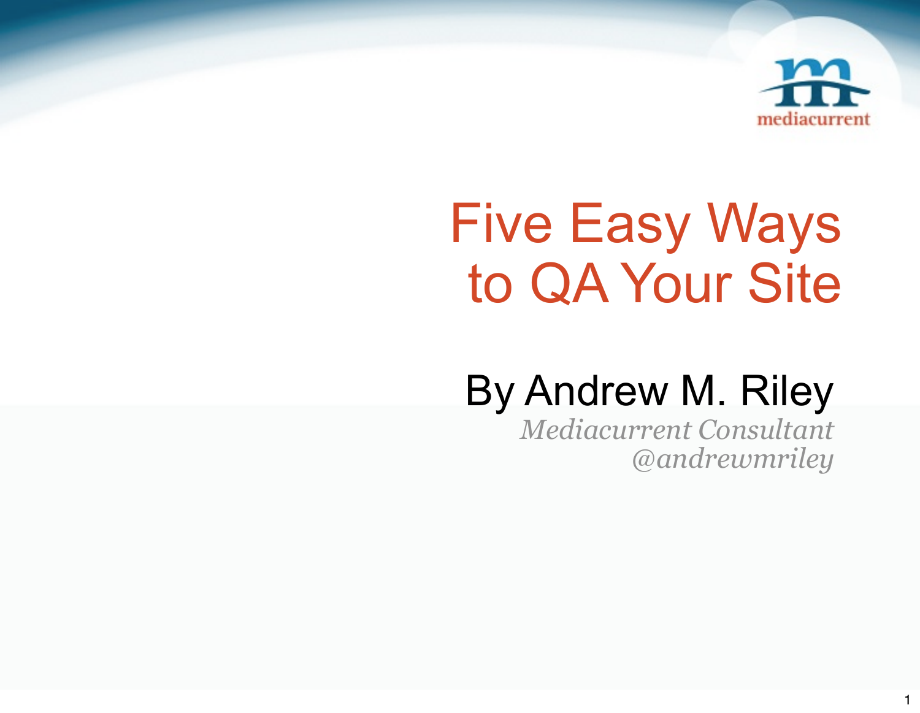mediacurrent

# Five Easy Ways to QA Your Site

By Andrew M. Riley

*Mediacurrent Consultant*
*@andrewmriley*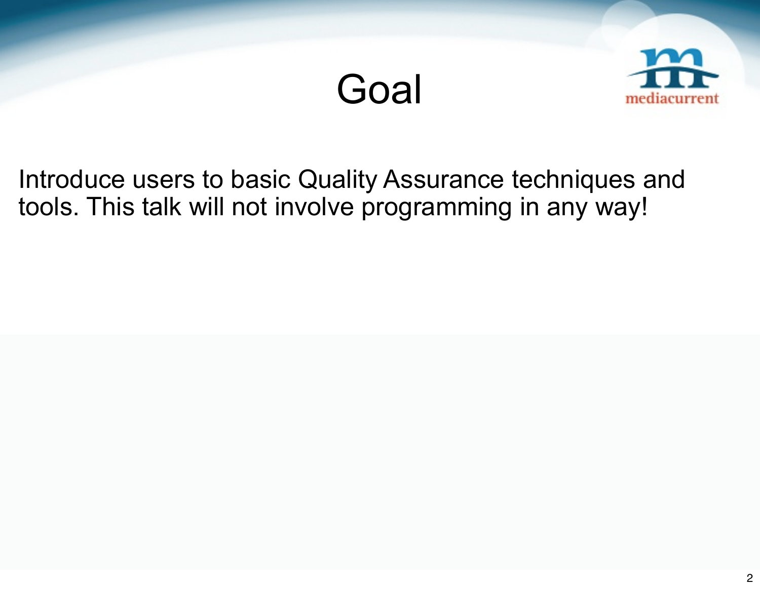# Goal

Introduce users to basic Quality Assurance techniques and tools. This talk will not involve programming in any way!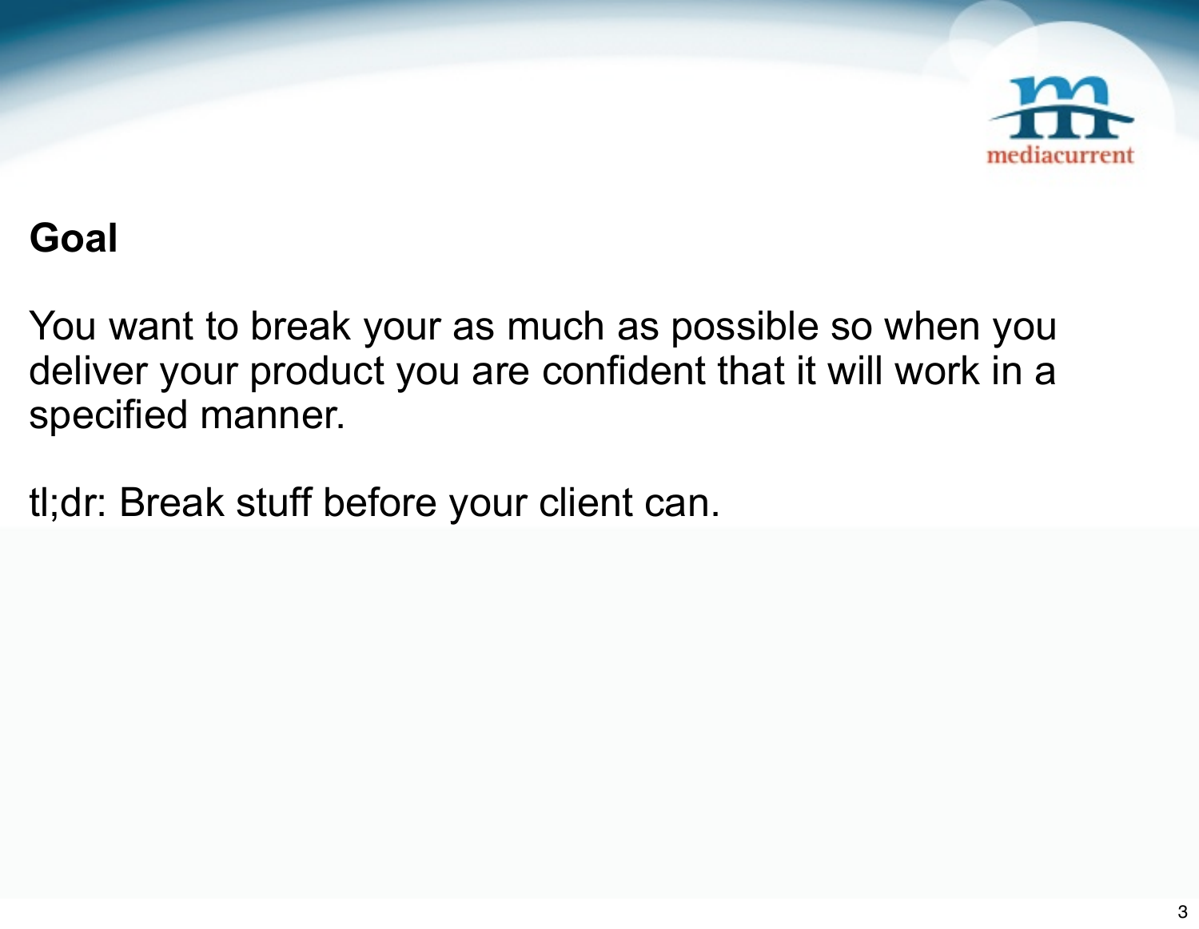## Goal

You want to break your as much as possible so when you deliver your product you are confident that it will work in a specified manner.

tl;dr: Break stuff before your client can.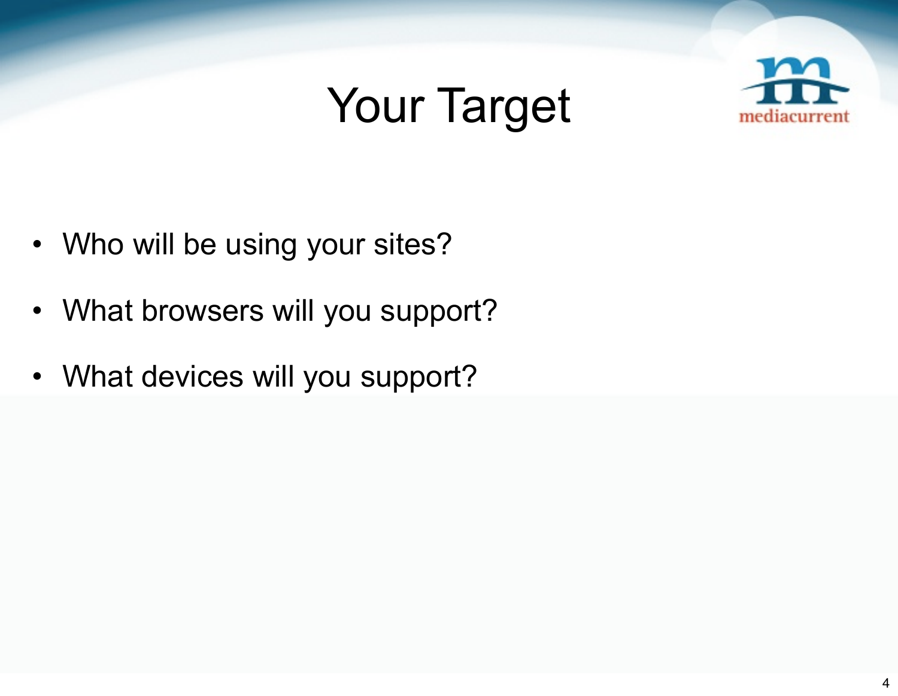# Your Target

- Who will be using your sites?
- What browsers will you support?
- What devices will you support?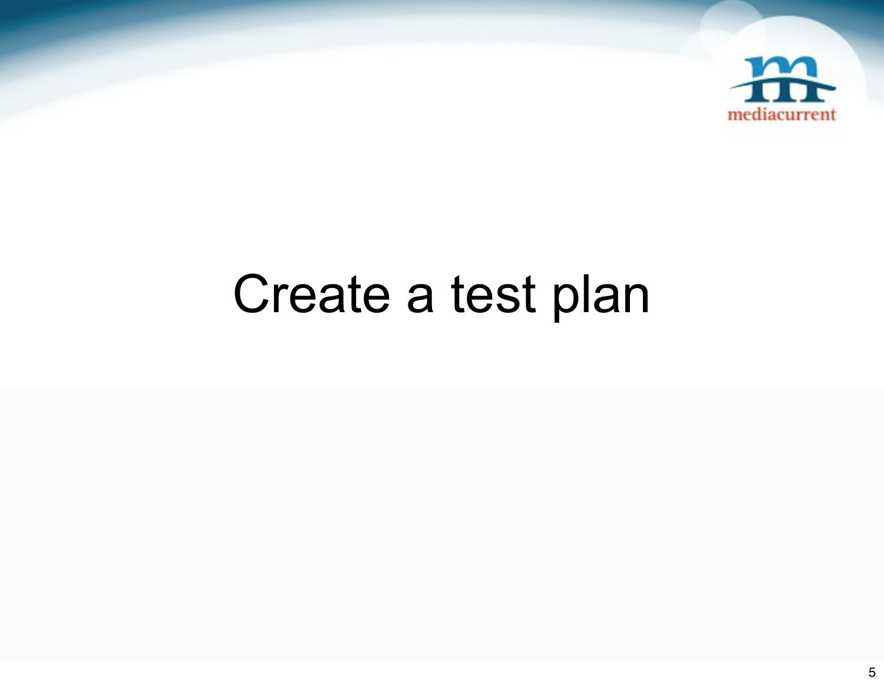# Create a test plan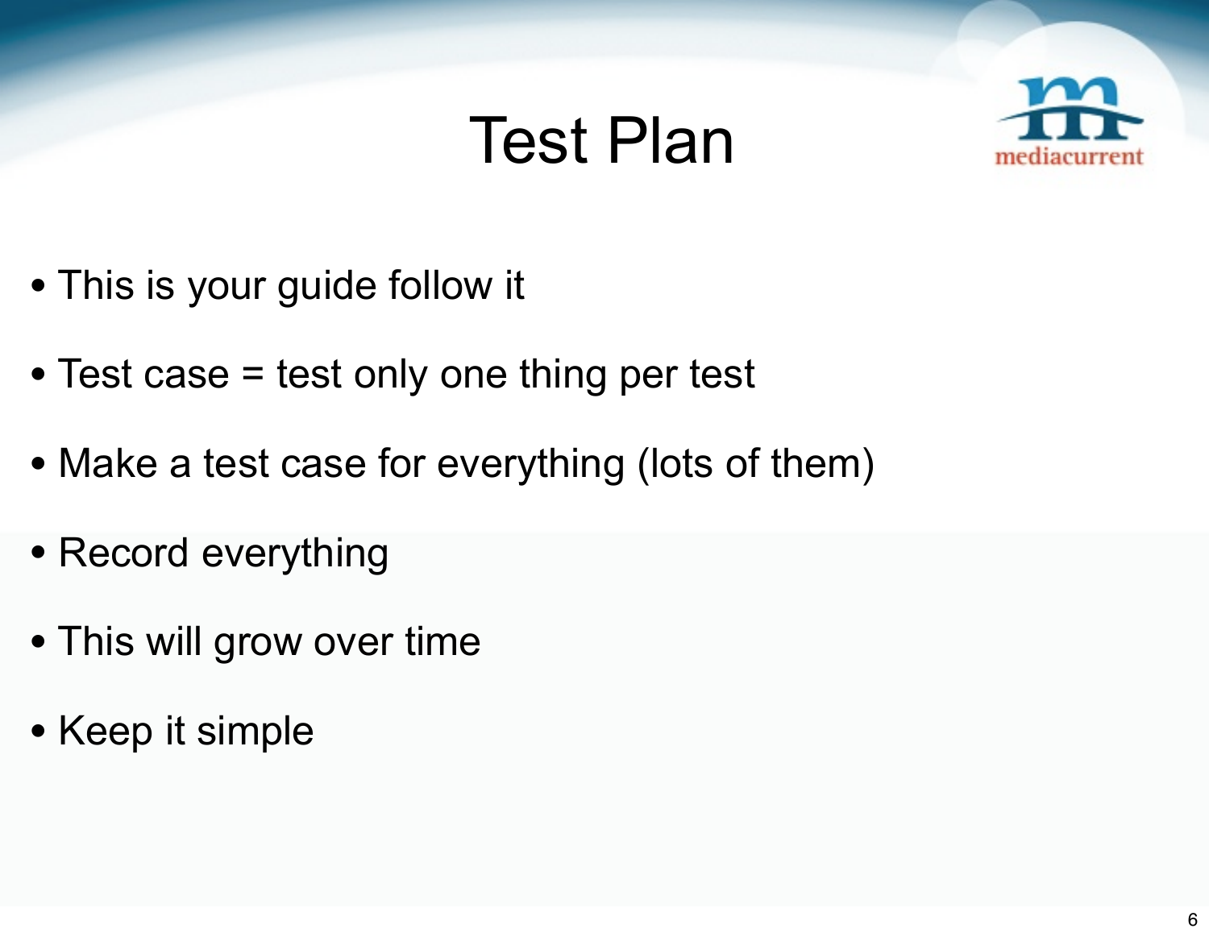# Test Plan

- This is your guide follow it
- Test case = test only one thing per test
- Make a test case for everything (lots of them)
- Record everything
- This will grow over time
- Keep it simple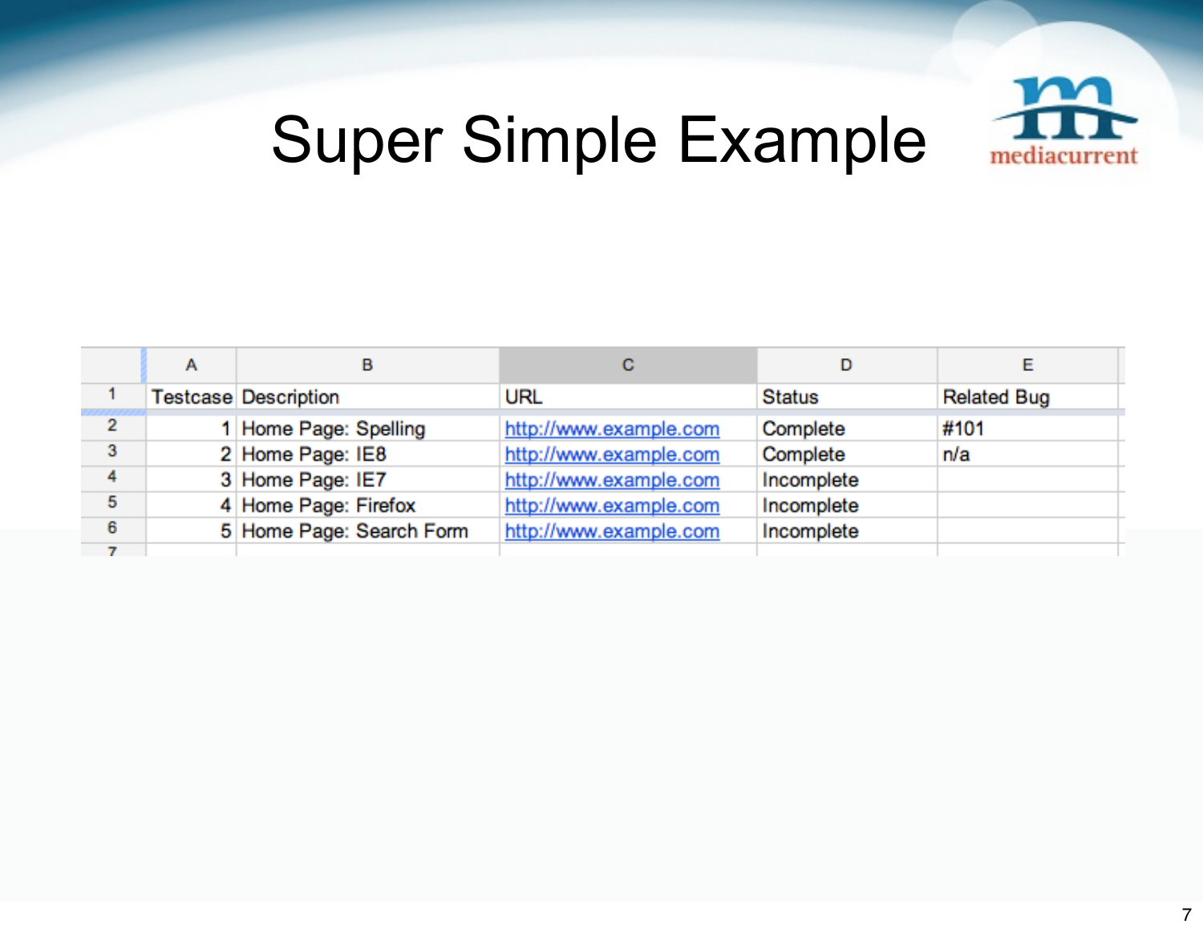# Super Simple Example

| Testcase | Description | URL | Status | Related Bug |
|---|---|---|---|---|
| 1 | Home Page: Spelling | http://www.example.com | Complete | #101 |
| 2 | Home Page: IE8 | http://www.example.com | Complete | n/a |
| 3 | Home Page: IE7 | http://www.example.com | Incomplete | |
| 4 | Home Page: Firefox | http://www.example.com | Incomplete | |
| 5 | Home Page: Search Form | http://www.example.com | Incomplete | |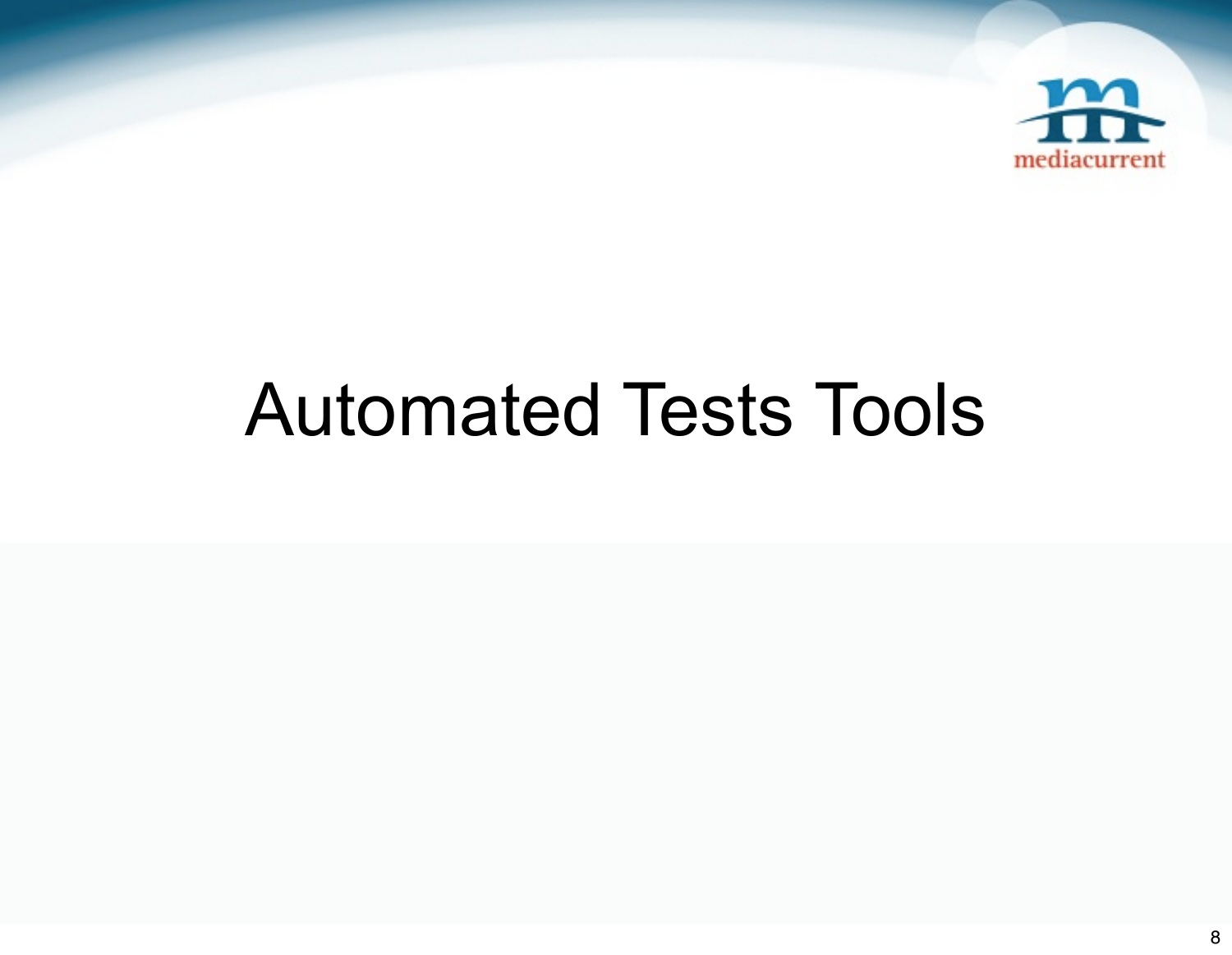# Automated Tests Tools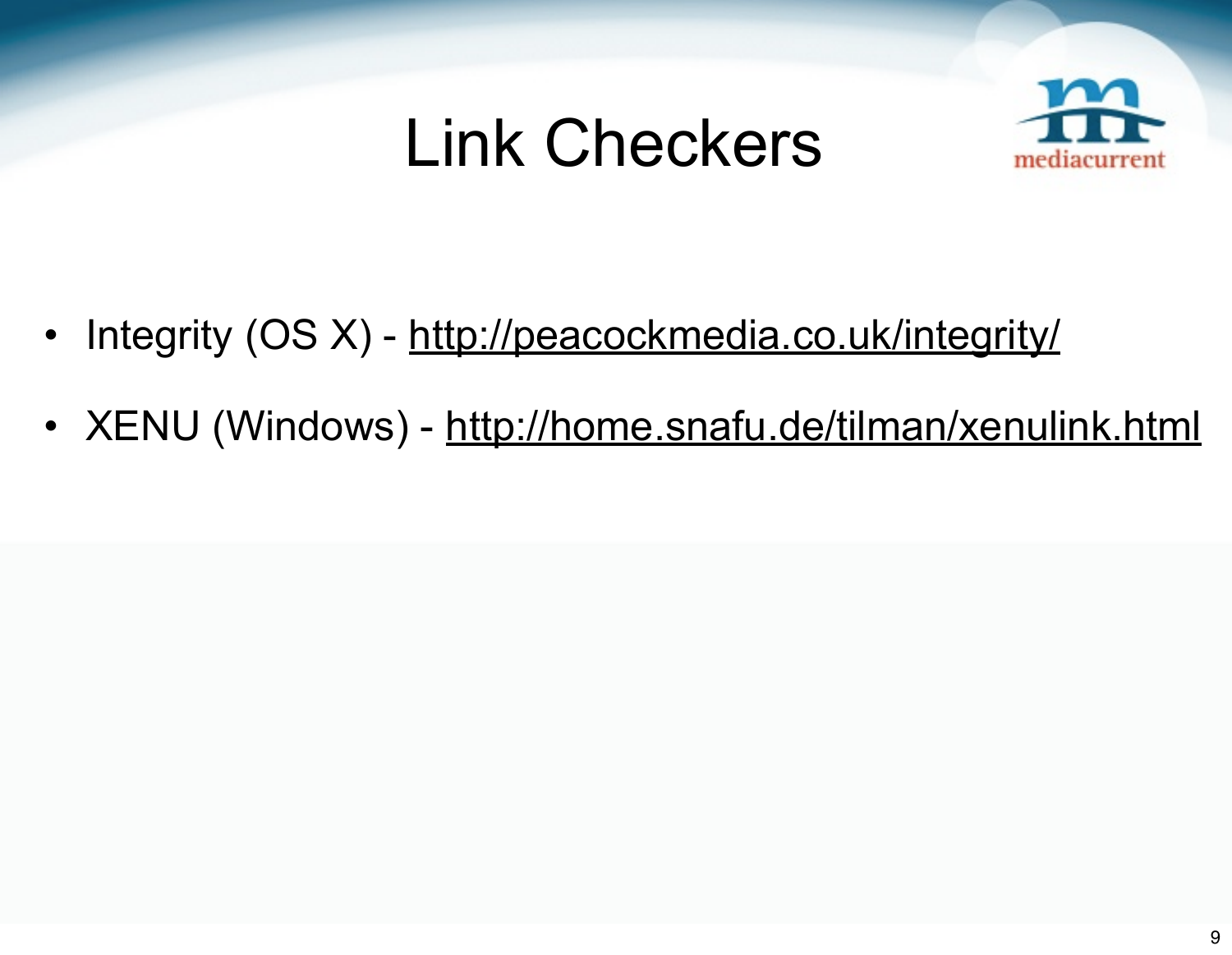# Link Checkers

- Integrity (OS X) - http://peacockmedia.co.uk/integrity/
- XENU (Windows) - http://home.snafu.de/tilman/xenulink.html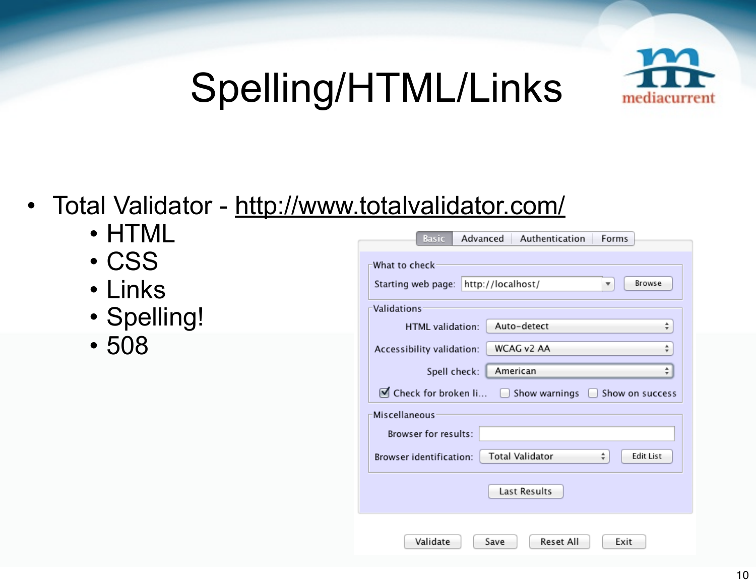# Spelling/HTML/Links

- Total Validator - http://www.totalvalidator.com/
  - HTML
  - CSS
  - Links
  - Spelling!
  - 508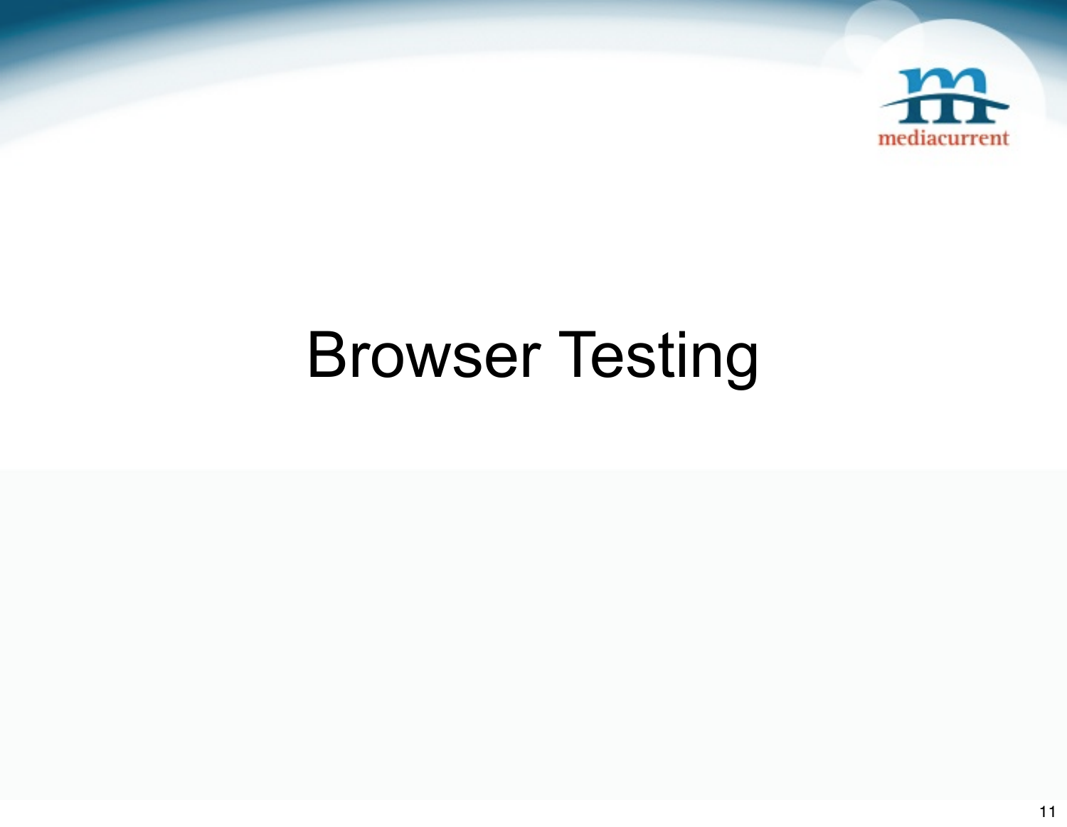# Browser Testing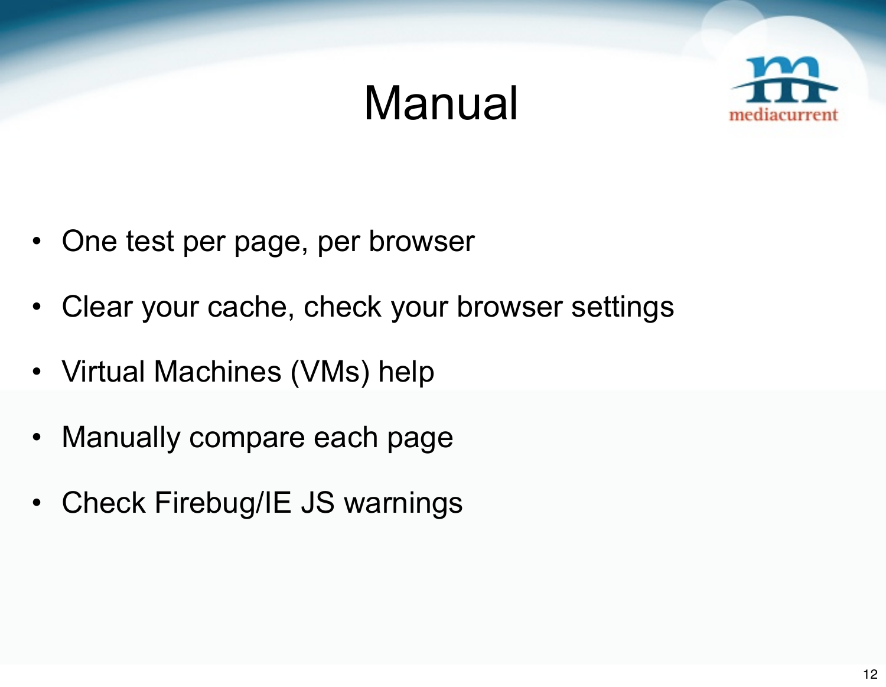# Manual

- One test per page, per browser
- Clear your cache, check your browser settings
- Virtual Machines (VMs) help
- Manually compare each page
- Check Firebug/IE JS warnings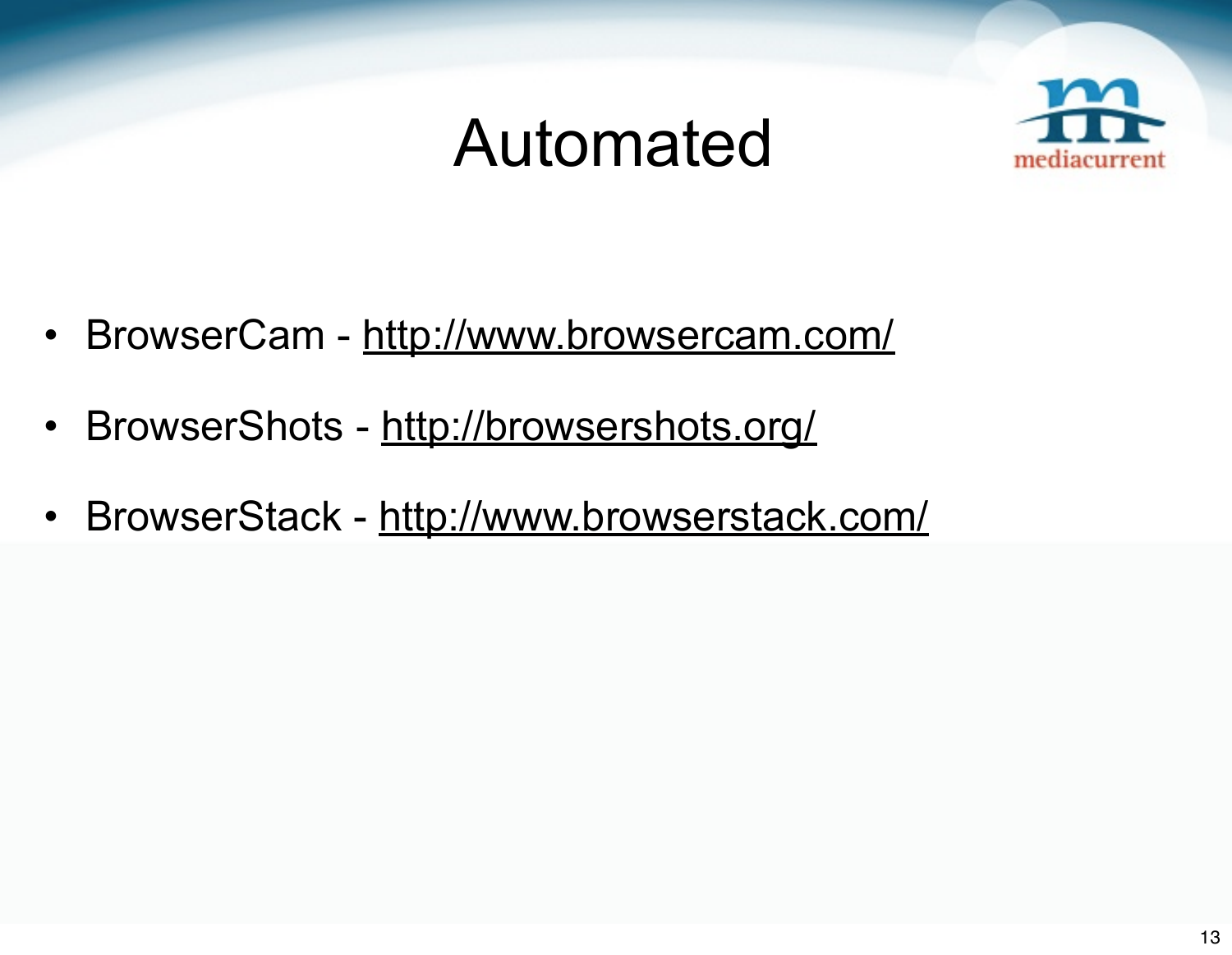# Automated

- BrowserCam - http://www.browsercam.com/
- BrowserShots - http://browsershots.org/
- BrowserStack - http://www.browserstack.com/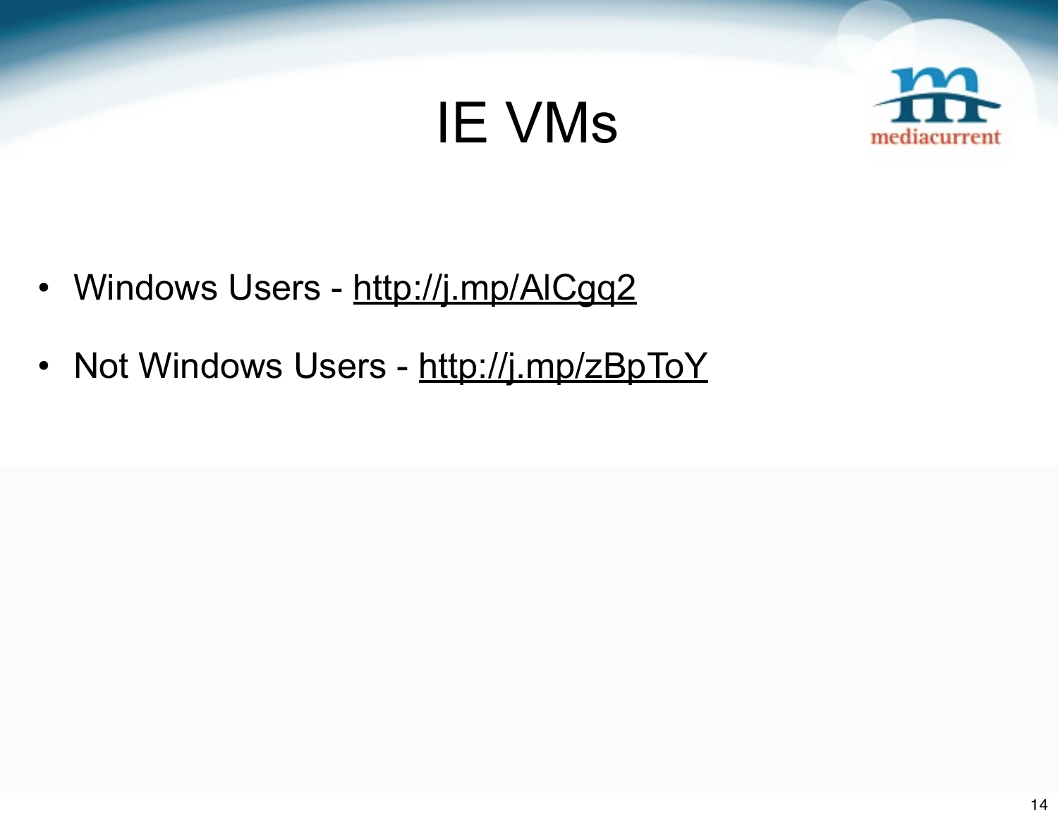# IE VMs

- Windows Users - http://j.mp/AlCgq2
- Not Windows Users - http://j.mp/zBpToY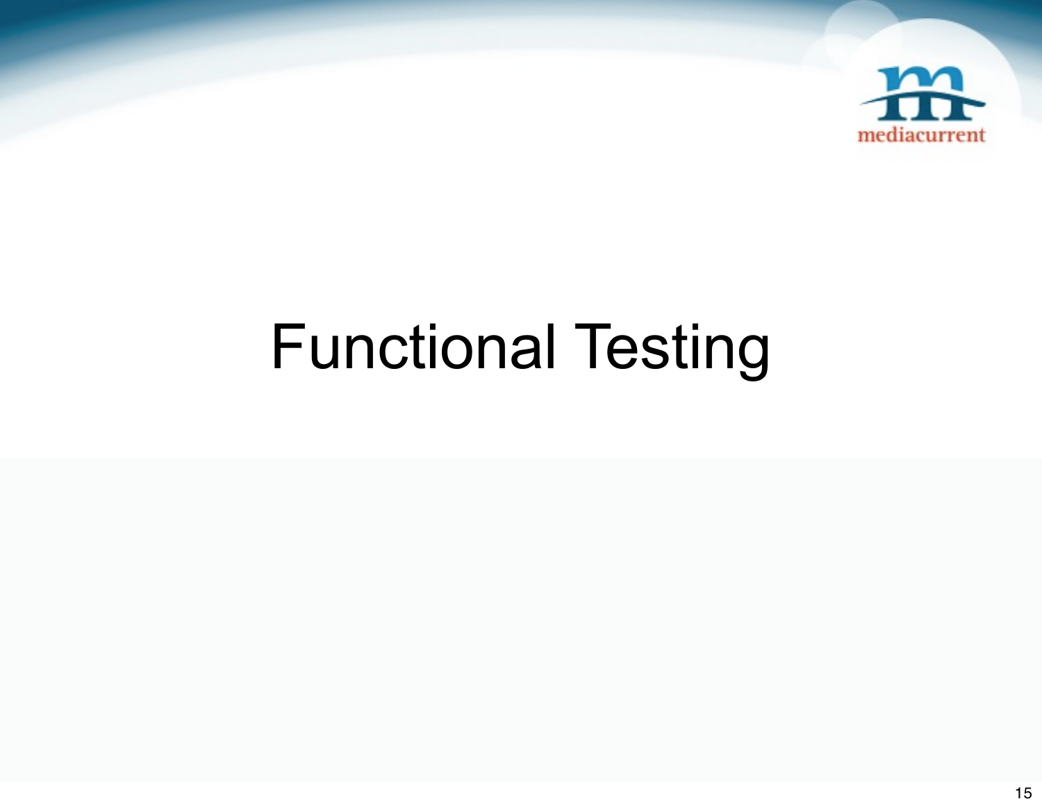# Functional Testing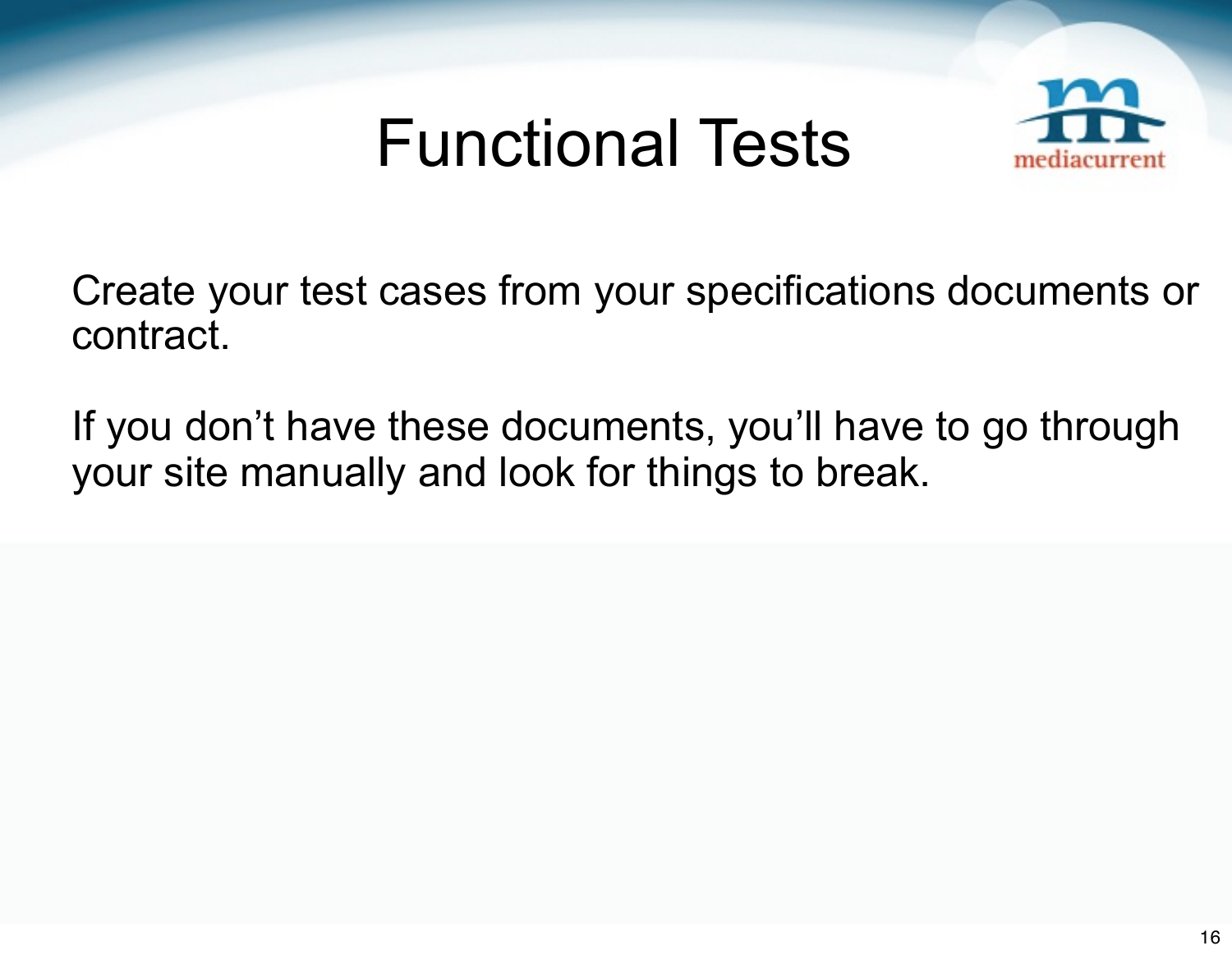# Functional Tests

Create your test cases from your specifications documents or contract.

If you don’t have these documents, you’ll have to go through your site manually and look for things to break.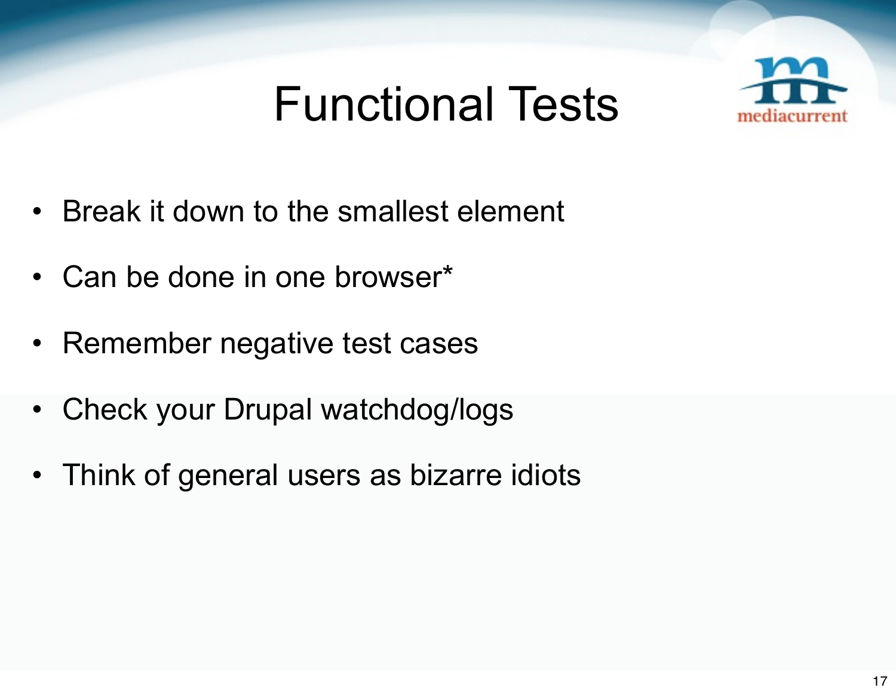# Functional Tests

- Break it down to the smallest element
- Can be done in one browser*
- Remember negative test cases
- Check your Drupal watchdog/logs
- Think of general users as bizarre idiots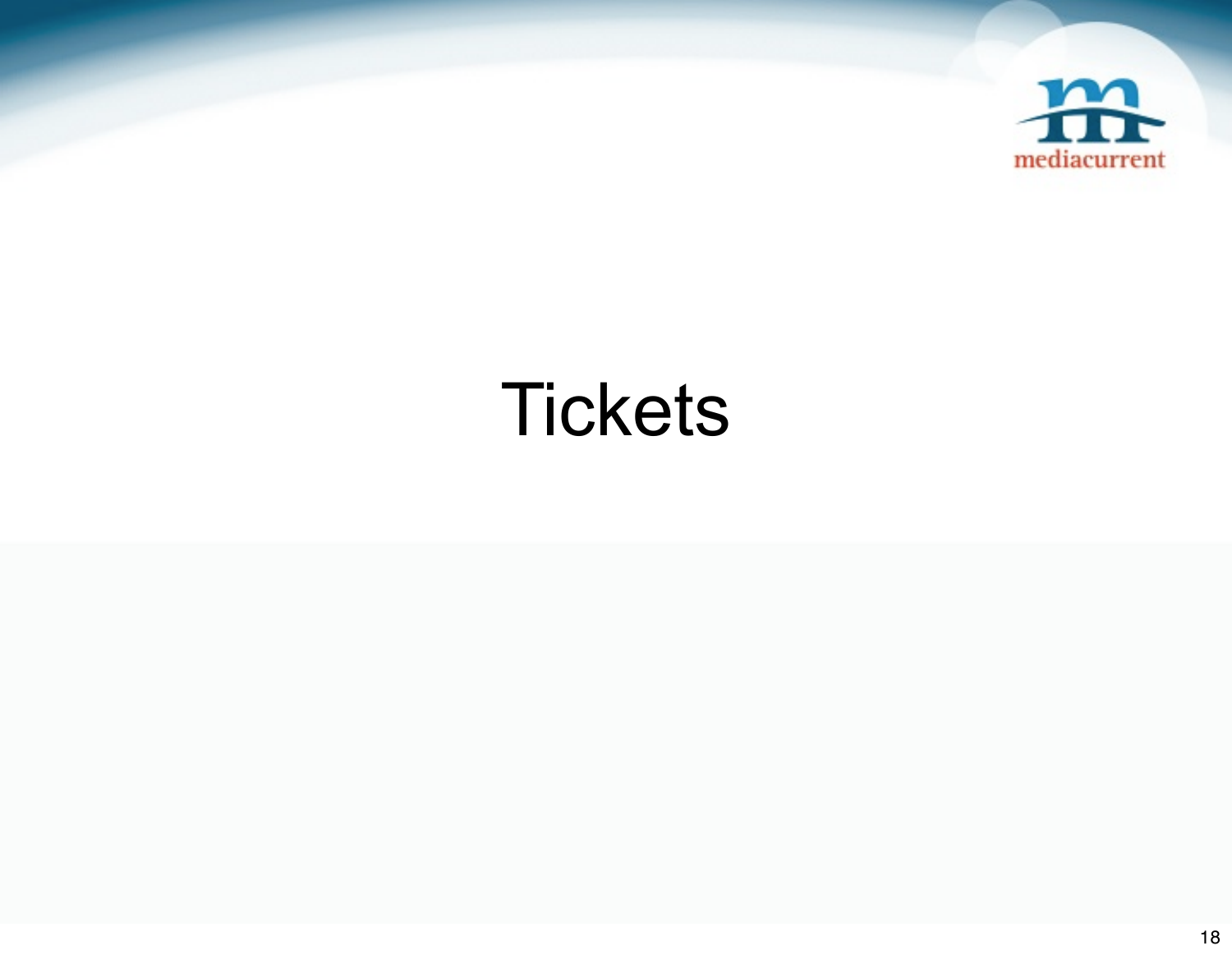# Tickets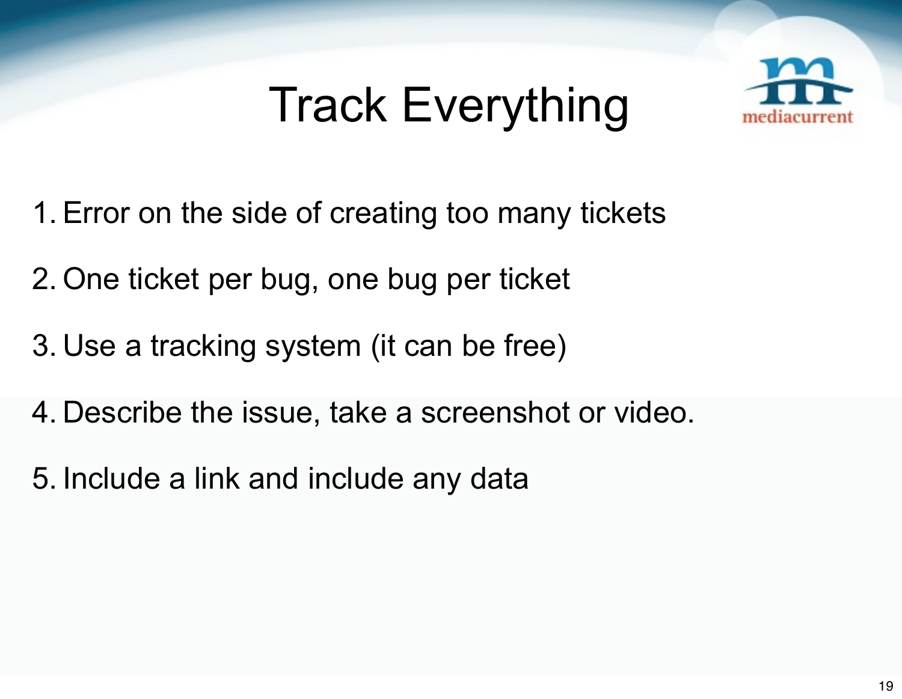# Track Everything

1. Error on the side of creating too many tickets
2. One ticket per bug, one bug per ticket
3. Use a tracking system (it can be free)
4. Describe the issue, take a screenshot or video.
5. Include a link and include any data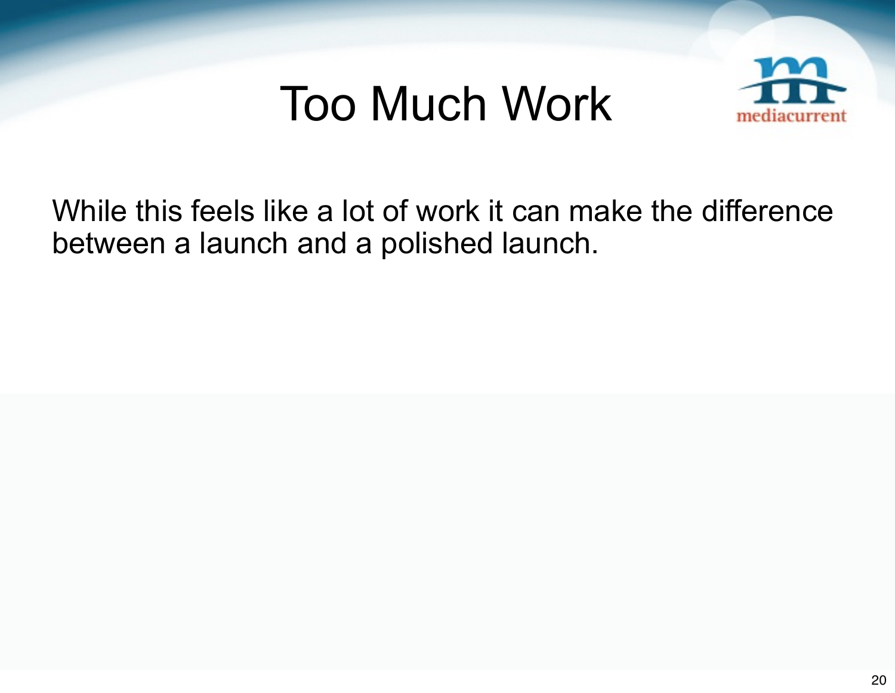# Too Much Work

While this feels like a lot of work it can make the difference between a launch and a polished launch.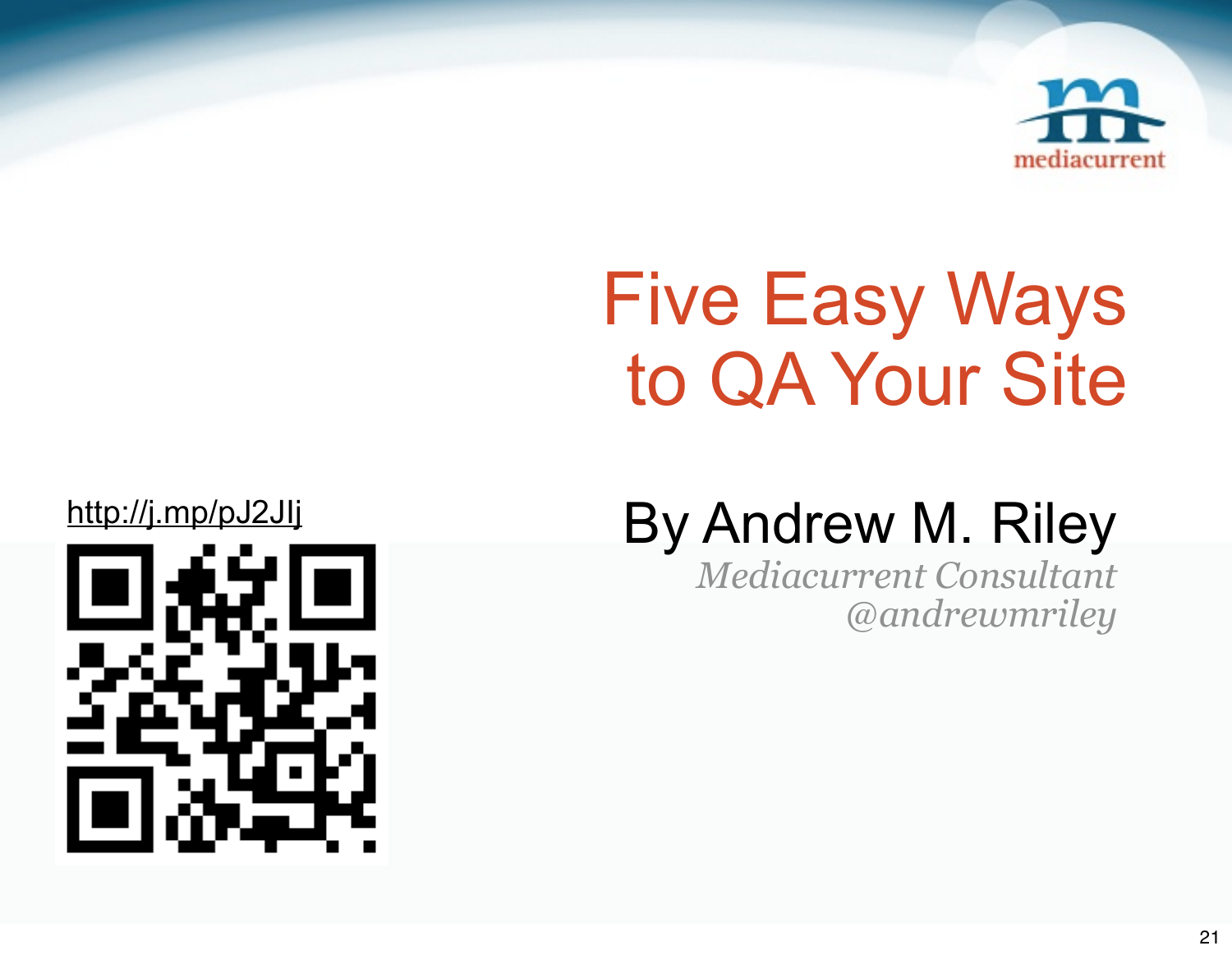# Five Easy Ways to QA Your Site

http://j.mp/pJ2JIj

By Andrew M. Riley

*Mediacurrent Consultant*
*@andrewmriley*